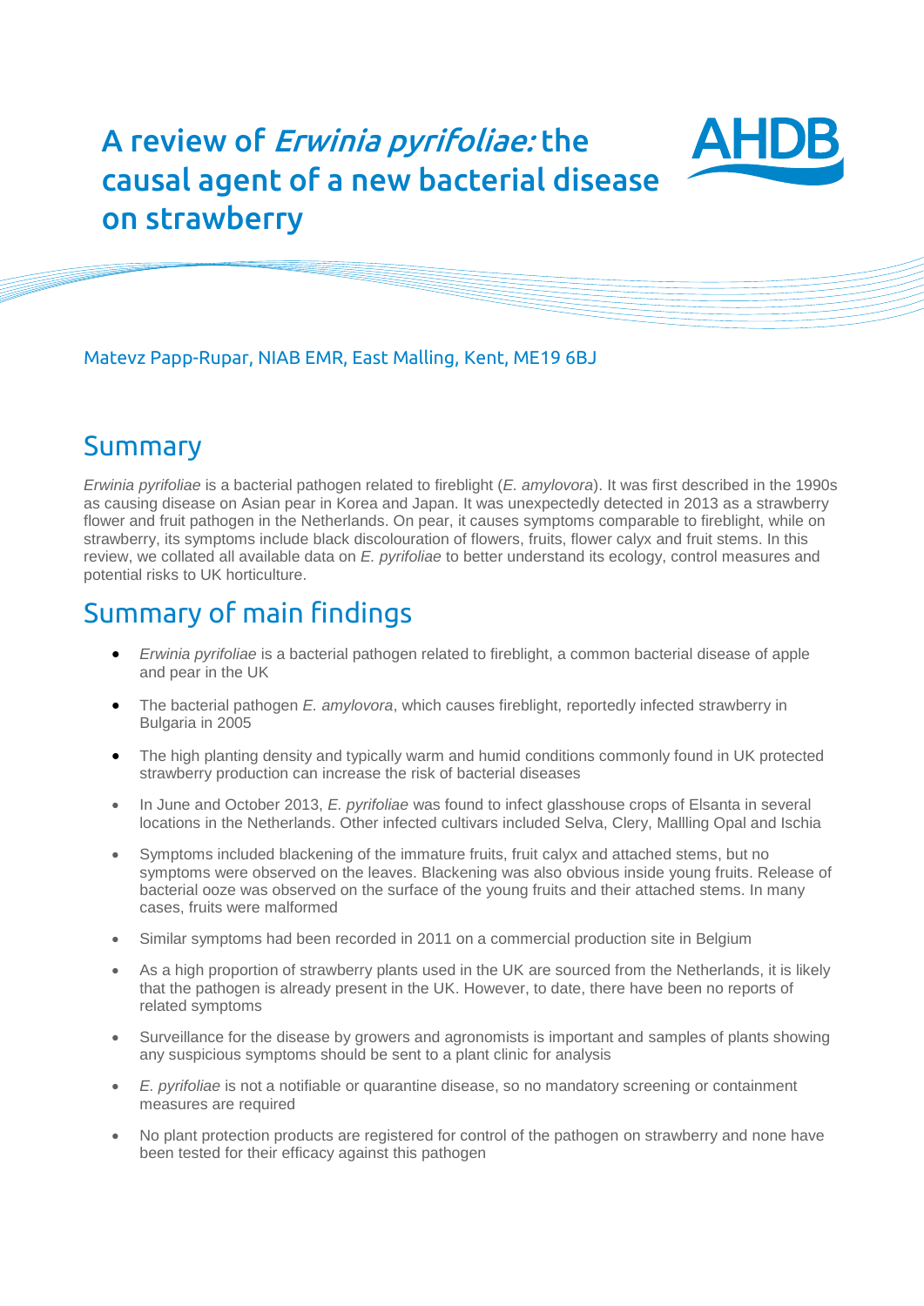# A review of *Erwinia pyrifoliae:* the causal agent of a new bacterial disease on strawberry

AHDB

Matevz Papp-Rupar, NIAB EMR, East Malling, Kent, ME19 6BJ

## Summary

*Erwinia pyrifoliae* is a bacterial pathogen related to fireblight (*E. amylovora*). It was first described in the 1990s as causing disease on Asian pear in Korea and Japan. It was unexpectedly detected in 2013 as a strawberry flower and fruit pathogen in the Netherlands. On pear, it causes symptoms comparable to fireblight, while on strawberry, its symptoms include black discolouration of flowers, fruits, flower calyx and fruit stems. In this review, we collated all available data on *E. pyrifoliae* to better understand its ecology, control measures and potential risks to UK horticulture.

## Summary of main findings

- *Erwinia pyrifoliae* is a bacterial pathogen related to fireblight, a common bacterial disease of apple and pear in the UK
- The bacterial pathogen *E. amylovora*, which causes fireblight, reportedly infected strawberry in Bulgaria in 2005
- The high planting density and typically warm and humid conditions commonly found in UK protected strawberry production can increase the risk of bacterial diseases
- In June and October 2013, *E. pyrifoliae* was found to infect glasshouse crops of Elsanta in several locations in the Netherlands. Other infected cultivars included Selva, Clery, Mallling Opal and Ischia
- Symptoms included blackening of the immature fruits, fruit calyx and attached stems, but no symptoms were observed on the leaves. Blackening was also obvious inside young fruits. Release of bacterial ooze was observed on the surface of the young fruits and their attached stems. In many cases, fruits were malformed
- Similar symptoms had been recorded in 2011 on a commercial production site in Belgium
- As a high proportion of strawberry plants used in the UK are sourced from the Netherlands, it is likely that the pathogen is already present in the UK. However, to date, there have been no reports of related symptoms
- Surveillance for the disease by growers and agronomists is important and samples of plants showing any suspicious symptoms should be sent to a plant clinic for analysis
- *E. pyrifoliae* is not a notifiable or quarantine disease, so no mandatory screening or containment measures are required
- No plant protection products are registered for control of the pathogen on strawberry and none have been tested for their efficacy against this pathogen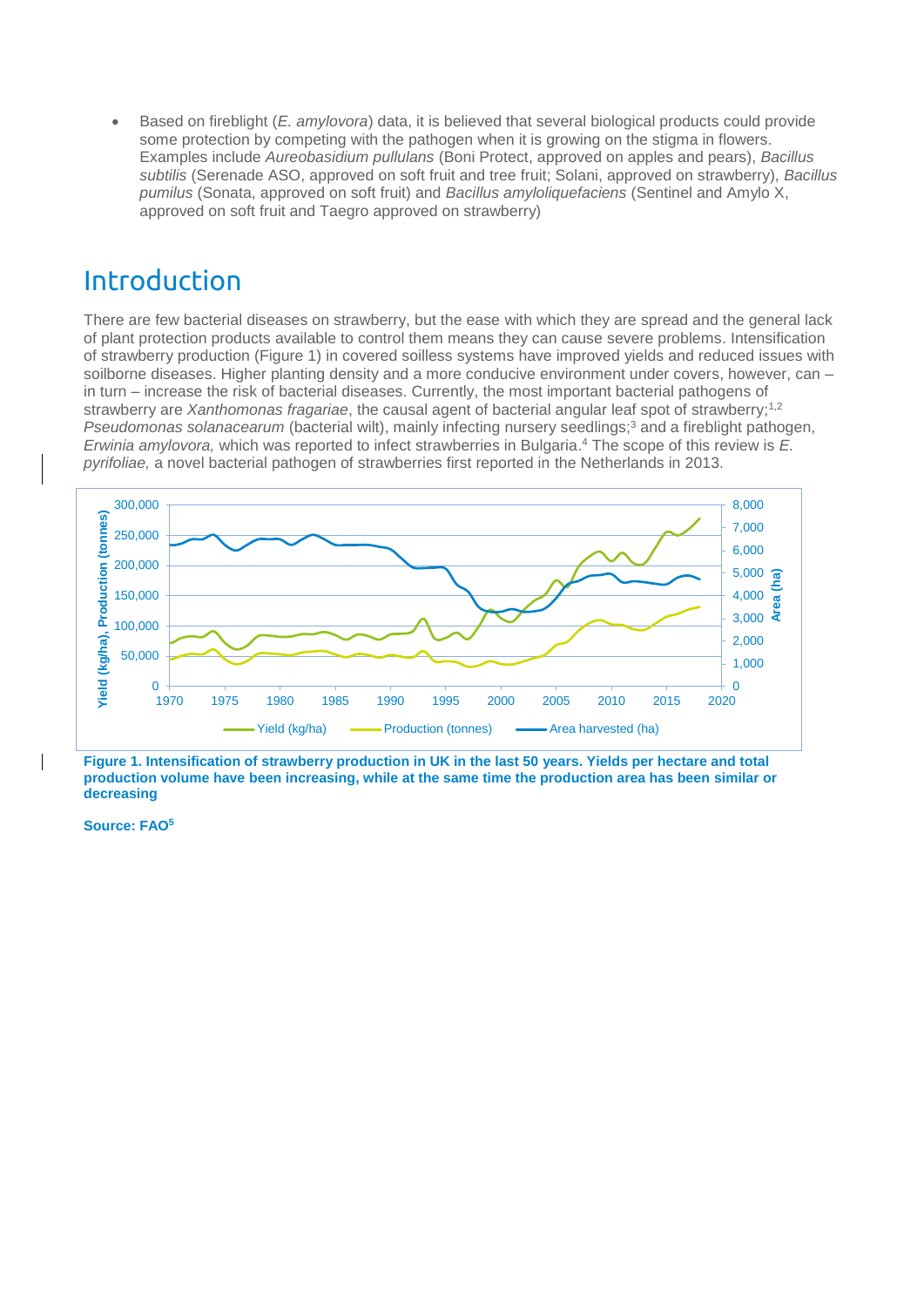- Based on fireblight (*E. amylovora*) data, it is believed that several biological products could provide some protection by competing with the pathogen when it is growing on the stigma in flowers. Examples include *Aureobasidium pullulans* (Boni Protect, approved on apples and pears), *Bacillus subtilis* (Serenade ASO, approved on soft fruit and tree fruit; Solani, approved on strawberry), *Bacillus pumilus* (Sonata, approved on soft fruit) and *Bacillus amyloliquefaciens* (Sentinel and Amylo X, approved on soft fruit and Taegro approved on strawberry)

# Introduction

There are few bacterial diseases on strawberry, but the ease with which they are spread and the general lack of plant protection products available to control them means they can cause severe problems. Intensification of strawberry production (Figure 1) in covered soilless systems have improved yields and reduced issues with soilborne diseases. Higher planting density and a more conducive environment under covers, however, can – in turn – increase the risk of bacterial diseases. Currently, the most important bacterial pathogens of strawberry are *Xanthomonas fragariae*, the causal agent of bacterial angular leaf spot of strawberry;[1,2] *Pseudomonas solanacearum* (bacterial wilt), mainly infecting nursery seedlings;[3] and a fireblight pathogen, *Erwinia amylovora,* which was reported to infect strawberries in Bulgaria.[4] The scope of this review is *E. pyrifoliae,* a novel bacterial pathogen of strawberries first reported in the Netherlands in 2013.

**Figure 1. Intensification of strawberry production in UK in the last 50 years. Yields per hectare and total production volume have been increasing, while at the same time the production area has been similar or decreasing**

**Source: FAO[5]**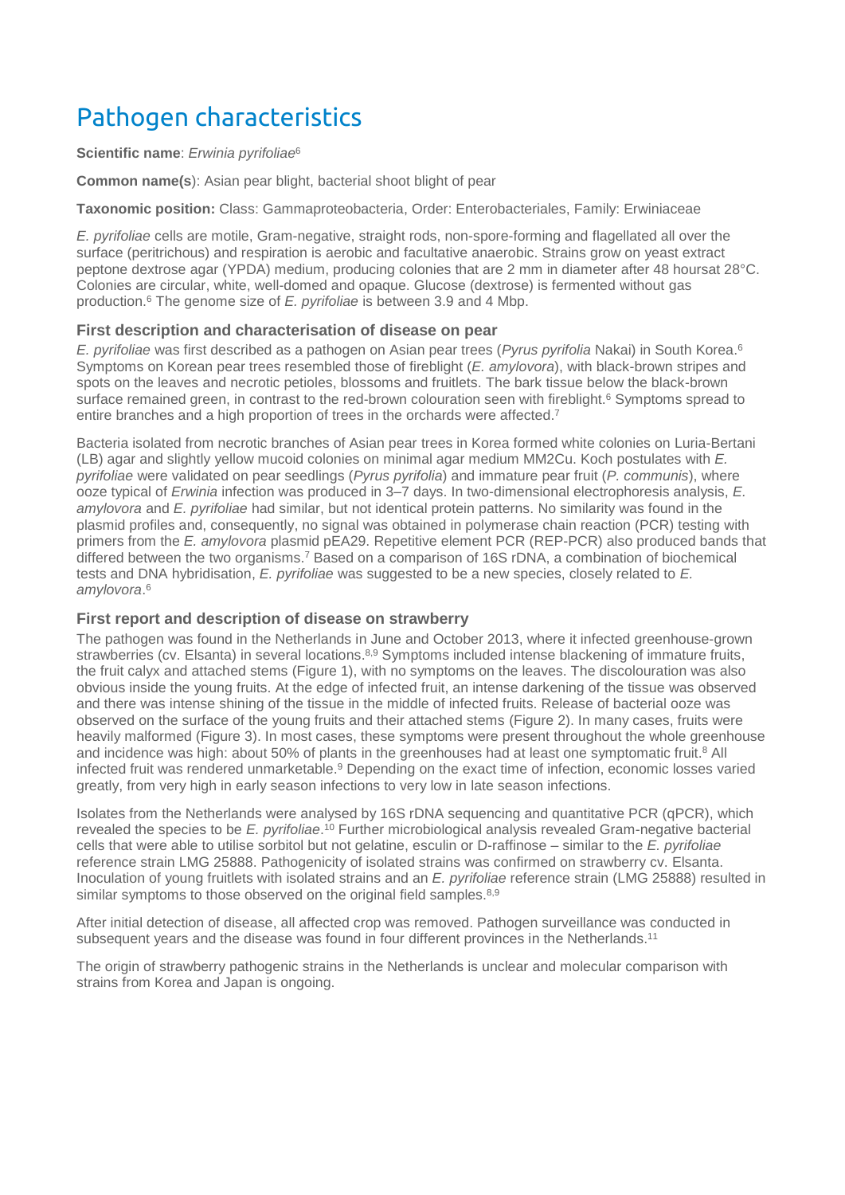# Pathogen characteristics

**Scientific name**: *Erwinia pyrifoliae*[6]

**Common name(s**): Asian pear blight, bacterial shoot blight of pear

**Taxonomic position:** Class: Gammaproteobacteria, Order: Enterobacteriales, Family: Erwiniaceae

*E. pyrifoliae* cells are motile, Gram-negative, straight rods, non-spore-forming and flagellated all over the surface (peritrichous) and respiration is aerobic and facultative anaerobic. Strains grow on yeast extract peptone dextrose agar (YPDA) medium, producing colonies that are 2 mm in diameter after 48 hoursat 28°C. Colonies are circular, white, well-domed and opaque. Glucose (dextrose) is fermented without gas production.[6] The genome size of *E. pyrifoliae* is between 3.9 and 4 Mbp.

### First description and characterisation of disease on pear

*E. pyrifoliae* was first described as a pathogen on Asian pear trees (*Pyrus pyrifolia* Nakai) in South Korea.[6] Symptoms on Korean pear trees resembled those of fireblight (*E. amylovora*), with black-brown stripes and spots on the leaves and necrotic petioles, blossoms and fruitlets. The bark tissue below the black-brown surface remained green, in contrast to the red-brown colouration seen with fireblight.[6] Symptoms spread to entire branches and a high proportion of trees in the orchards were affected.[7]

Bacteria isolated from necrotic branches of Asian pear trees in Korea formed white colonies on Luria-Bertani (LB) agar and slightly yellow mucoid colonies on minimal agar medium MM2Cu. Koch postulates with *E. pyrifoliae* were validated on pear seedlings (*Pyrus pyrifolia*) and immature pear fruit (*P. communis*), where ooze typical of *Erwinia* infection was produced in 3–7 days. In two-dimensional electrophoresis analysis, *E. amylovora* and *E. pyrifoliae* had similar, but not identical protein patterns. No similarity was found in the plasmid profiles and, consequently, no signal was obtained in polymerase chain reaction (PCR) testing with primers from the *E. amylovora* plasmid pEA29. Repetitive element PCR (REP-PCR) also produced bands that differed between the two organisms.[7] Based on a comparison of 16S rDNA, a combination of biochemical tests and DNA hybridisation, *E. pyrifoliae* was suggested to be a new species, closely related to *E. amylovora*.[6]

### First report and description of disease on strawberry

The pathogen was found in the Netherlands in June and October 2013, where it infected greenhouse-grown strawberries (cv. Elsanta) in several locations.[8,9] Symptoms included intense blackening of immature fruits, the fruit calyx and attached stems (Figure 1), with no symptoms on the leaves. The discolouration was also obvious inside the young fruits. At the edge of infected fruit, an intense darkening of the tissue was observed and there was intense shining of the tissue in the middle of infected fruits. Release of bacterial ooze was observed on the surface of the young fruits and their attached stems (Figure 2). In many cases, fruits were heavily malformed (Figure 3). In most cases, these symptoms were present throughout the whole greenhouse and incidence was high: about 50% of plants in the greenhouses had at least one symptomatic fruit.[8] All infected fruit was rendered unmarketable.[9] Depending on the exact time of infection, economic losses varied greatly, from very high in early season infections to very low in late season infections.

Isolates from the Netherlands were analysed by 16S rDNA sequencing and quantitative PCR (qPCR), which revealed the species to be *E. pyrifoliae*.[10] Further microbiological analysis revealed Gram-negative bacterial cells that were able to utilise sorbitol but not gelatine, esculin or D-raffinose – similar to the *E. pyrifoliae* reference strain LMG 25888. Pathogenicity of isolated strains was confirmed on strawberry cv. Elsanta. Inoculation of young fruitlets with isolated strains and an *E. pyrifoliae* reference strain (LMG 25888) resulted in similar symptoms to those observed on the original field samples.[8,9]

After initial detection of disease, all affected crop was removed. Pathogen surveillance was conducted in subsequent years and the disease was found in four different provinces in the Netherlands.[11]

The origin of strawberry pathogenic strains in the Netherlands is unclear and molecular comparison with strains from Korea and Japan is ongoing.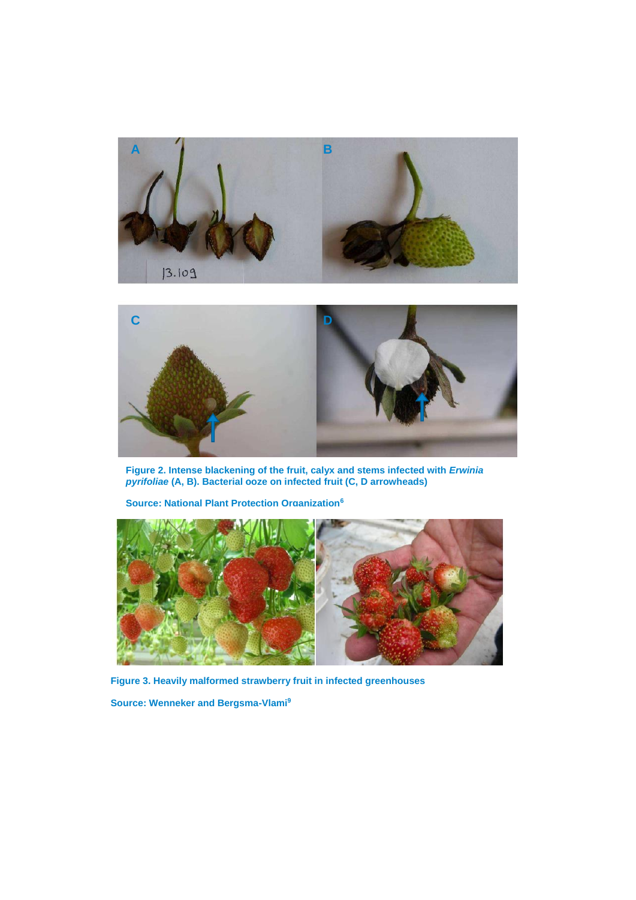**Figure 2. Intense blackening of the fruit, calyx and stems infected with *Erwinia pyrifoliae* (A, B). Bacterial ooze on infected fruit (C, D arrowheads)**

**Source: National Plant Protection Organization[6]**

**Figure 3. Heavily malformed strawberry fruit in infected greenhouses**

**Source: Wenneker and Bergsma-Vlami[9]**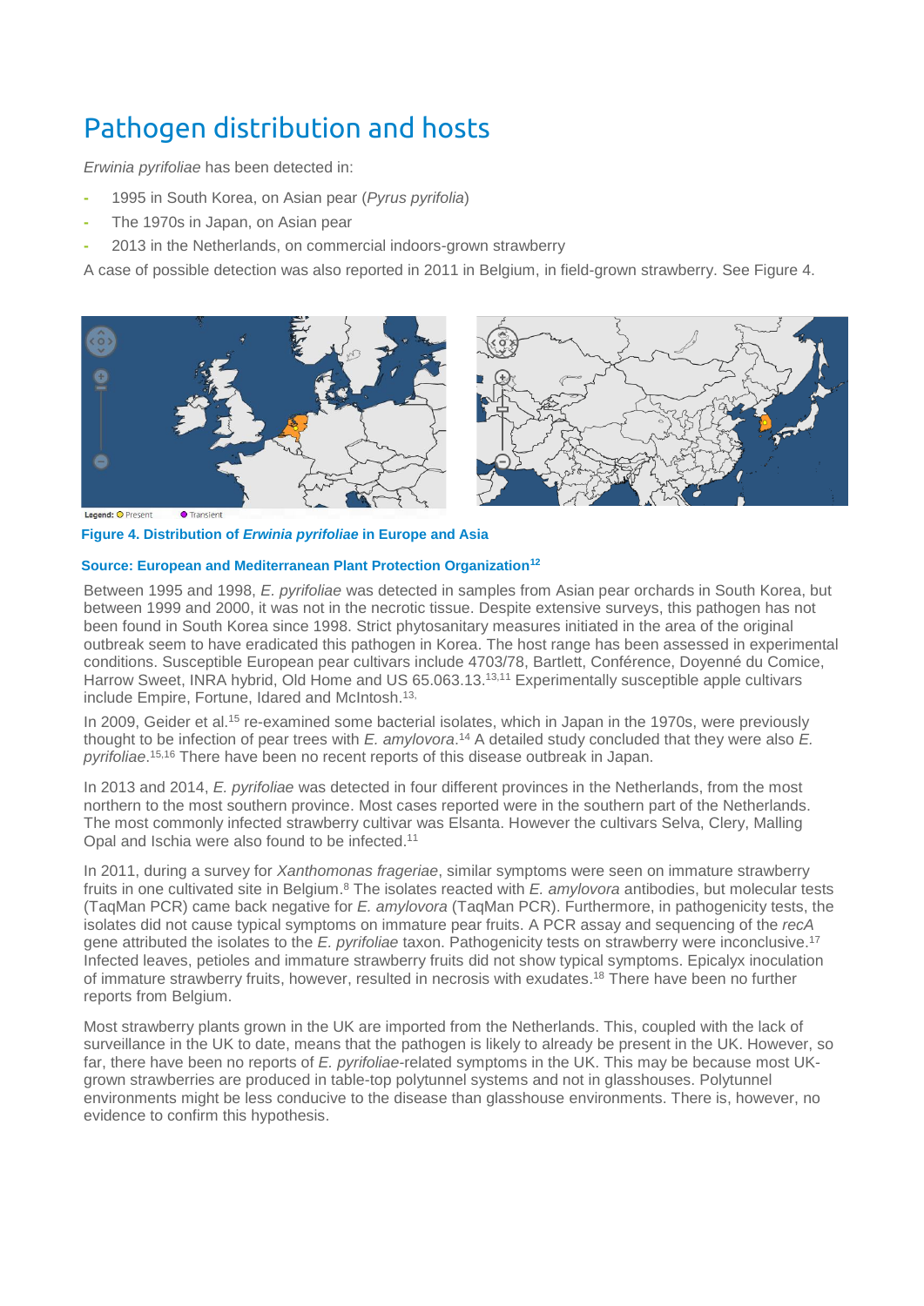# Pathogen distribution and hosts

*Erwinia pyrifoliae* has been detected in:

- 1995 in South Korea, on Asian pear (*Pyrus pyrifolia*)
- The 1970s in Japan, on Asian pear
- 2013 in the Netherlands, on commercial indoors-grown strawberry

A case of possible detection was also reported in 2011 in Belgium, in field-grown strawberry. See Figure 4.

Legend: Present Transient

**Figure 4. Distribution of *Erwinia pyrifoliae* in Europe and Asia**

**Source: European and Mediterranean Plant Protection Organization[12]**

Between 1995 and 1998, *E. pyrifoliae* was detected in samples from Asian pear orchards in South Korea, but between 1999 and 2000, it was not in the necrotic tissue. Despite extensive surveys, this pathogen has not been found in South Korea since 1998. Strict phytosanitary measures initiated in the area of the original outbreak seem to have eradicated this pathogen in Korea. The host range has been assessed in experimental conditions. Susceptible European pear cultivars include 4703/78, Bartlett, Conférence, Doyenné du Comice, Harrow Sweet, INRA hybrid, Old Home and US 65.063.13.[13,11] Experimentally susceptible apple cultivars include Empire, Fortune, Idared and McIntosh.[13,]

In 2009, Geider et al.[15] re-examined some bacterial isolates, which in Japan in the 1970s, were previously thought to be infection of pear trees with *E. amylovora*.[14] A detailed study concluded that they were also *E. pyrifoliae*.[15,16] There have been no recent reports of this disease outbreak in Japan.

In 2013 and 2014, *E. pyrifoliae* was detected in four different provinces in the Netherlands, from the most northern to the most southern province. Most cases reported were in the southern part of the Netherlands. The most commonly infected strawberry cultivar was Elsanta. However the cultivars Selva, Clery, Malling Opal and Ischia were also found to be infected.[11]

In 2011, during a survey for *Xanthomonas frageriae*, similar symptoms were seen on immature strawberry fruits in one cultivated site in Belgium.[8] The isolates reacted with *E. amylovora* antibodies, but molecular tests (TaqMan PCR) came back negative for *E. amylovora* (TaqMan PCR). Furthermore, in pathogenicity tests, the isolates did not cause typical symptoms on immature pear fruits. A PCR assay and sequencing of the *recA* gene attributed the isolates to the *E. pyrifoliae* taxon. Pathogenicity tests on strawberry were inconclusive.[17] Infected leaves, petioles and immature strawberry fruits did not show typical symptoms. Epicalyx inoculation of immature strawberry fruits, however, resulted in necrosis with exudates.[18] There have been no further reports from Belgium.

Most strawberry plants grown in the UK are imported from the Netherlands. This, coupled with the lack of surveillance in the UK to date, means that the pathogen is likely to already be present in the UK. However, so far, there have been no reports of *E. pyrifoliae*-related symptoms in the UK. This may be because most UK-grown strawberries are produced in table-top polytunnel systems and not in glasshouses. Polytunnel environments might be less conducive to the disease than glasshouse environments. There is, however, no evidence to confirm this hypothesis.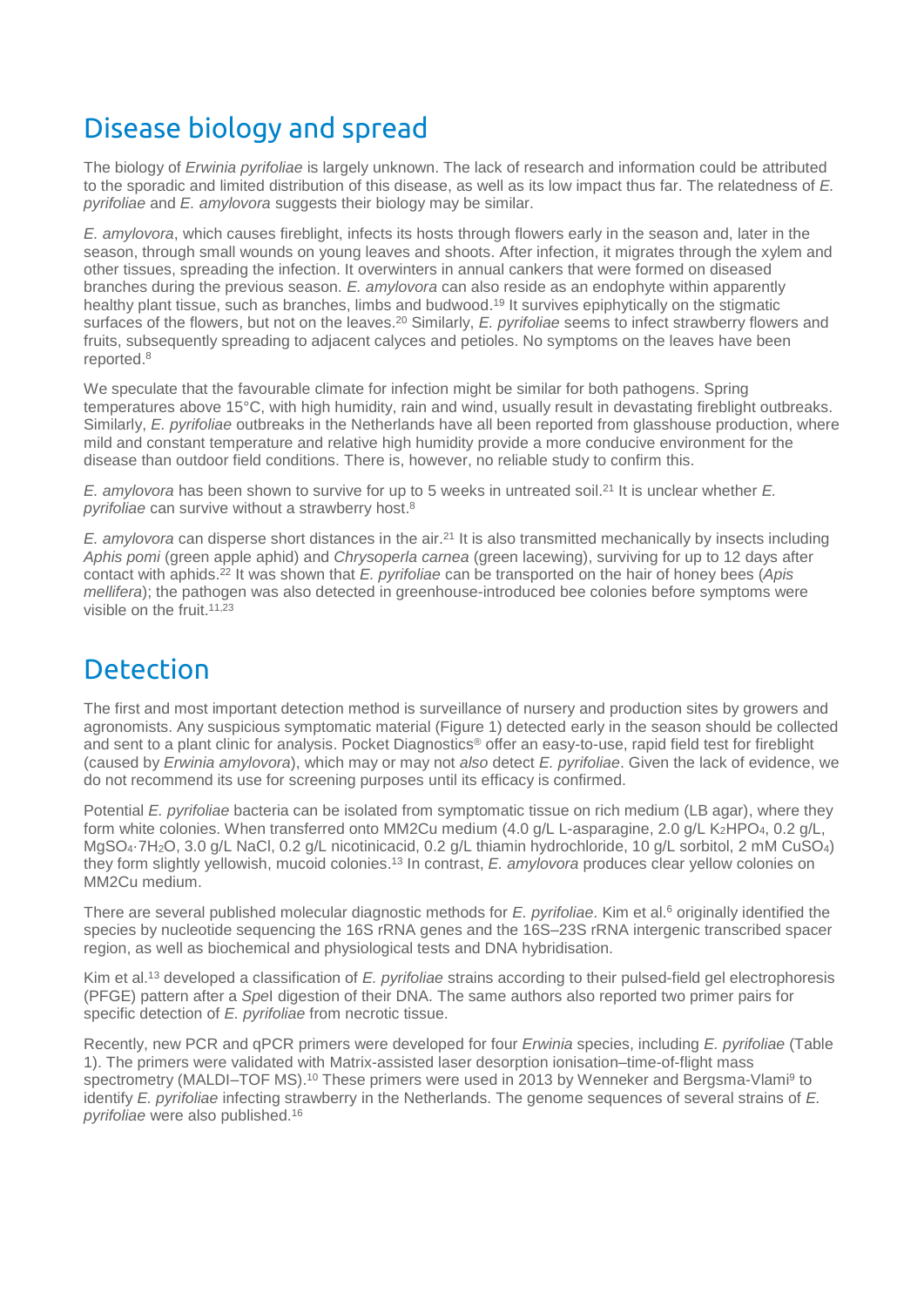# Disease biology and spread

The biology of *Erwinia pyrifoliae* is largely unknown. The lack of research and information could be attributed to the sporadic and limited distribution of this disease, as well as its low impact thus far. The relatedness of *E. pyrifoliae* and *E. amylovora* suggests their biology may be similar.

*E. amylovora*, which causes fireblight, infects its hosts through flowers early in the season and, later in the season, through small wounds on young leaves and shoots. After infection, it migrates through the xylem and other tissues, spreading the infection. It overwinters in annual cankers that were formed on diseased branches during the previous season. *E. amylovora* can also reside as an endophyte within apparently healthy plant tissue, such as branches, limbs and budwood.[19] It survives epiphytically on the stigmatic surfaces of the flowers, but not on the leaves.[20] Similarly, *E. pyrifoliae* seems to infect strawberry flowers and fruits, subsequently spreading to adjacent calyces and petioles. No symptoms on the leaves have been reported.[8]

We speculate that the favourable climate for infection might be similar for both pathogens. Spring temperatures above 15°C, with high humidity, rain and wind, usually result in devastating fireblight outbreaks. Similarly, *E. pyrifoliae* outbreaks in the Netherlands have all been reported from glasshouse production, where mild and constant temperature and relative high humidity provide a more conducive environment for the disease than outdoor field conditions. There is, however, no reliable study to confirm this.

*E. amylovora* has been shown to survive for up to 5 weeks in untreated soil.[21] It is unclear whether *E. pyrifoliae* can survive without a strawberry host.[8]

*E. amylovora* can disperse short distances in the air.[21] It is also transmitted mechanically by insects including *Aphis pomi* (green apple aphid) and *Chrysoperla carnea* (green lacewing), surviving for up to 12 days after contact with aphids.[22] It was shown that *E. pyrifoliae* can be transported on the hair of honey bees (*Apis mellifera*); the pathogen was also detected in greenhouse-introduced bee colonies before symptoms were visible on the fruit.[11,23]

# Detection

The first and most important detection method is surveillance of nursery and production sites by growers and agronomists. Any suspicious symptomatic material (Figure 1) detected early in the season should be collected and sent to a plant clinic for analysis. Pocket Diagnostics® offer an easy-to-use, rapid field test for fireblight (caused by *Erwinia amylovora*), which may or may not *also* detect *E. pyrifoliae*. Given the lack of evidence, we do not recommend its use for screening purposes until its efficacy is confirmed.

Potential *E. pyrifoliae* bacteria can be isolated from symptomatic tissue on rich medium (LB agar), where they form white colonies. When transferred onto MM2Cu medium (4.0 g/L L-asparagine, 2.0 g/L $K_2HPO_4$, 0.2 g/L, $MgSO_4 \cdot 7H_2O$, 3.0 g/L NaCl, 0.2 g/L nicotinicacid, 0.2 g/L thiamin hydrochloride, 10 g/L sorbitol, 2 mM $CuSO_4$) they form slightly yellowish, mucoid colonies.[13] In contrast, *E. amylovora* produces clear yellow colonies on MM2Cu medium.

There are several published molecular diagnostic methods for *E. pyrifoliae*. Kim et al.[6] originally identified the species by nucleotide sequencing the 16S rRNA genes and the 16S–23S rRNA intergenic transcribed spacer region, as well as biochemical and physiological tests and DNA hybridisation.

Kim et al.[13] developed a classification of *E. pyrifoliae* strains according to their pulsed-field gel electrophoresis (PFGE) pattern after a *Spe*I digestion of their DNA. The same authors also reported two primer pairs for specific detection of *E. pyrifoliae* from necrotic tissue.

Recently, new PCR and qPCR primers were developed for four *Erwinia* species, including *E. pyrifoliae* (Table 1). The primers were validated with Matrix-assisted laser desorption ionisation–time-of-flight mass spectrometry (MALDI–TOF MS).[10] These primers were used in 2013 by Wenneker and Bergsma-Vlami[9] to identify *E. pyrifoliae* infecting strawberry in the Netherlands. The genome sequences of several strains of *E. pyrifoliae* were also published.[16]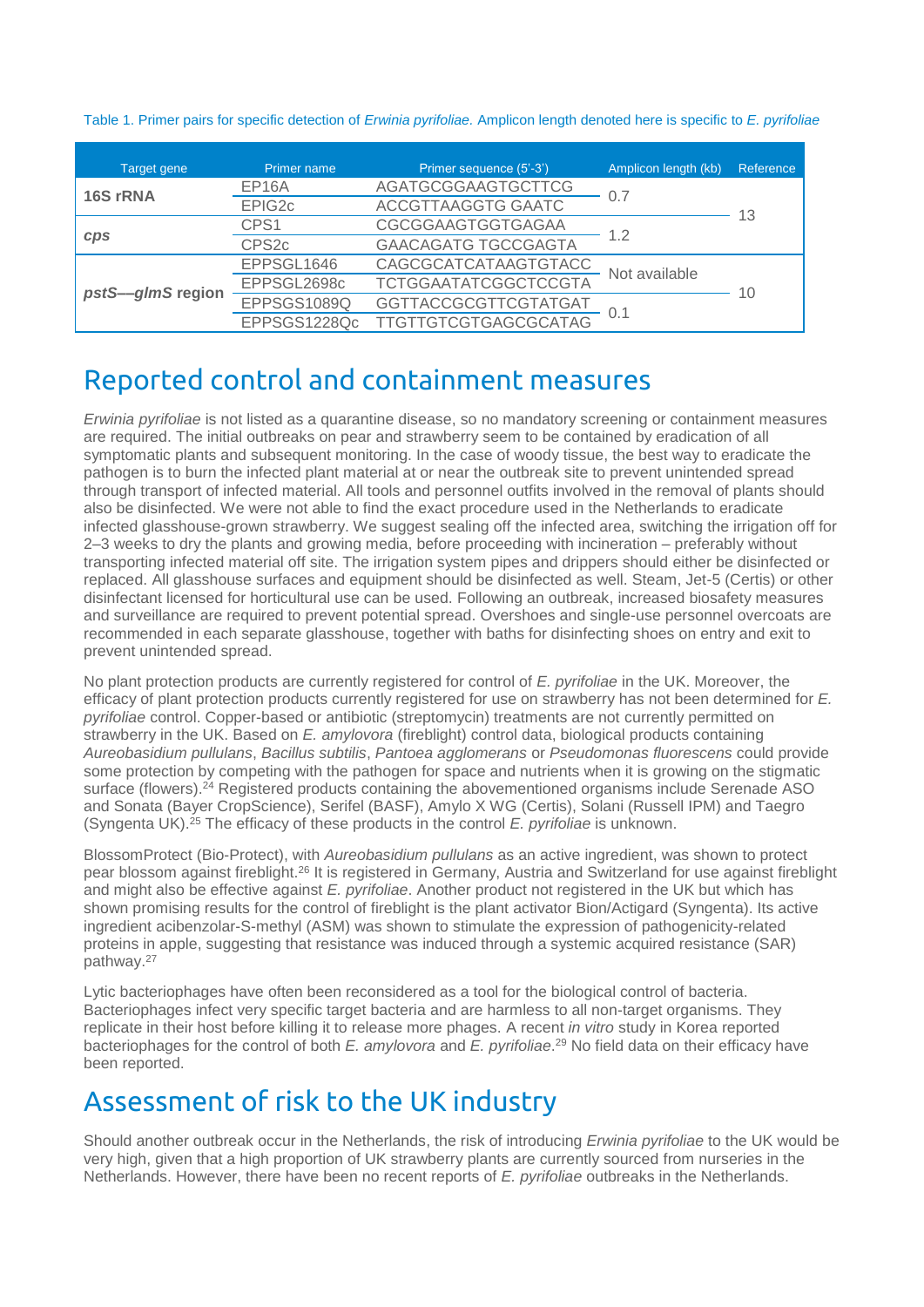Table 1. Primer pairs for specific detection of *Erwinia pyrifoliae.* Amplicon length denoted here is specific to *E. pyrifoliae*

| Target gene | Primer name | Primer sequence (5'-3') | Amplicon length (kb) | Reference |
|---|---|---|---|---|
| **16S rRNA** | EP16A | AGATGCGGAAGTGCTTCG | 0.7 | 13 |
| | EPIG2c | ACCGTTAAGGTG GAATC | | |
| ***cps*** | CPS1 | CGCGGAAGTGGTGAGAA | 1.2 | |
| | CPS2c | GAACAGATG TGCCGAGTA | | |
| ***pstS—glmS* region** | EPPSGL1646 | CAGCGCATCATAAGTGTACC | Not available | 10 |
| | EPPSGL2698c | TCTGGAATATCGGCTCCGTA | | |
| | EPPSGS1089Q | GGTTACCGCGTTCGTATGAT | 0.1 | |
| | EPPSGS1228Qc | TTGTTGTCGTGAGCGCATAG | | |

# Reported control and containment measures

*Erwinia pyrifoliae* is not listed as a quarantine disease, so no mandatory screening or containment measures are required. The initial outbreaks on pear and strawberry seem to be contained by eradication of all symptomatic plants and subsequent monitoring. In the case of woody tissue, the best way to eradicate the pathogen is to burn the infected plant material at or near the outbreak site to prevent unintended spread through transport of infected material. All tools and personnel outfits involved in the removal of plants should also be disinfected. We were not able to find the exact procedure used in the Netherlands to eradicate infected glasshouse-grown strawberry. We suggest sealing off the infected area, switching the irrigation off for 2–3 weeks to dry the plants and growing media, before proceeding with incineration – preferably without transporting infected material off site. The irrigation system pipes and drippers should either be disinfected or replaced. All glasshouse surfaces and equipment should be disinfected as well. Steam, Jet-5 (Certis) or other disinfectant licensed for horticultural use can be used. Following an outbreak, increased biosafety measures and surveillance are required to prevent potential spread. Overshoes and single-use personnel overcoats are recommended in each separate glasshouse, together with baths for disinfecting shoes on entry and exit to prevent unintended spread.

No plant protection products are currently registered for control of *E. pyrifoliae* in the UK. Moreover, the efficacy of plant protection products currently registered for use on strawberry has not been determined for *E. pyrifoliae* control. Copper-based or antibiotic (streptomycin) treatments are not currently permitted on strawberry in the UK. Based on *E. amylovora* (fireblight) control data, biological products containing *Aureobasidium pullulans*, *Bacillus subtilis*, *Pantoea agglomerans* or *Pseudomonas fluorescens* could provide some protection by competing with the pathogen for space and nutrients when it is growing on the stigmatic surface (flowers).[24] Registered products containing the abovementioned organisms include Serenade ASO and Sonata (Bayer CropScience), Serifel (BASF), Amylo X WG (Certis), Solani (Russell IPM) and Taegro (Syngenta UK).[25] The efficacy of these products in the control *E. pyrifoliae* is unknown.

BlossomProtect (Bio-Protect), with *Aureobasidium pullulans* as an active ingredient, was shown to protect pear blossom against fireblight.[26] It is registered in Germany, Austria and Switzerland for use against fireblight and might also be effective against *E. pyrifoliae*. Another product not registered in the UK but which has shown promising results for the control of fireblight is the plant activator Bion/Actigard (Syngenta). Its active ingredient acibenzolar-S-methyl (ASM) was shown to stimulate the expression of pathogenicity-related proteins in apple, suggesting that resistance was induced through a systemic acquired resistance (SAR) pathway.[27]

Lytic bacteriophages have often been reconsidered as a tool for the biological control of bacteria. Bacteriophages infect very specific target bacteria and are harmless to all non-target organisms. They replicate in their host before killing it to release more phages. A recent *in vitro* study in Korea reported bacteriophages for the control of both *E. amylovora* and *E. pyrifoliae*.[29] No field data on their efficacy have been reported.

# Assessment of risk to the UK industry

Should another outbreak occur in the Netherlands, the risk of introducing *Erwinia pyrifoliae* to the UK would be very high, given that a high proportion of UK strawberry plants are currently sourced from nurseries in the Netherlands. However, there have been no recent reports of *E. pyrifoliae* outbreaks in the Netherlands.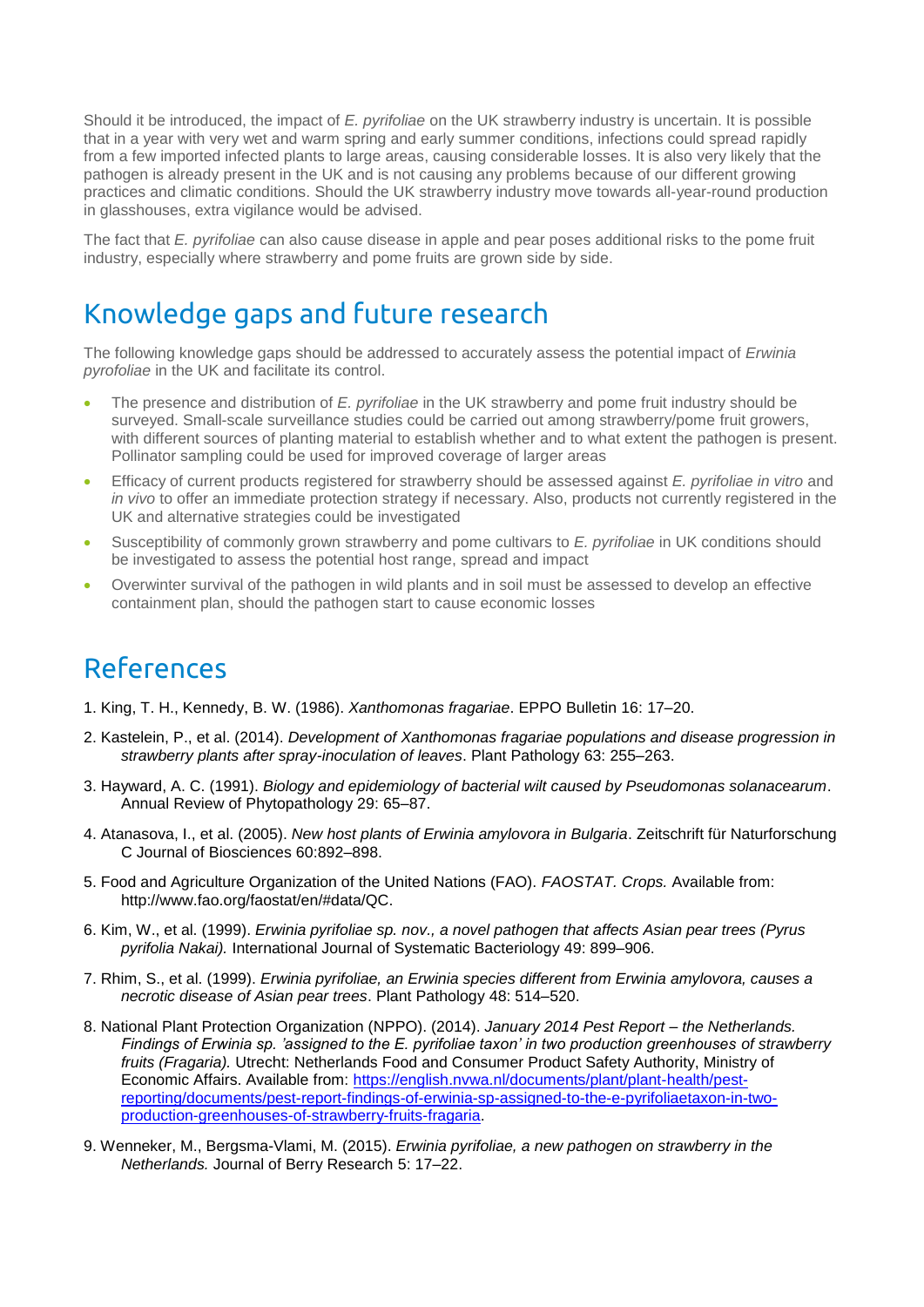Should it be introduced, the impact of *E. pyrifoliae* on the UK strawberry industry is uncertain. It is possible that in a year with very wet and warm spring and early summer conditions, infections could spread rapidly from a few imported infected plants to large areas, causing considerable losses. It is also very likely that the pathogen is already present in the UK and is not causing any problems because of our different growing practices and climatic conditions. Should the UK strawberry industry move towards all-year-round production in glasshouses, extra vigilance would be advised.

The fact that *E. pyrifoliae* can also cause disease in apple and pear poses additional risks to the pome fruit industry, especially where strawberry and pome fruits are grown side by side.

## Knowledge gaps and future research

The following knowledge gaps should be addressed to accurately assess the potential impact of *Erwinia pyrofoliae* in the UK and facilitate its control.

- The presence and distribution of *E. pyrifoliae* in the UK strawberry and pome fruit industry should be surveyed. Small-scale surveillance studies could be carried out among strawberry/pome fruit growers, with different sources of planting material to establish whether and to what extent the pathogen is present. Pollinator sampling could be used for improved coverage of larger areas
- Efficacy of current products registered for strawberry should be assessed against *E. pyrifoliae in vitro* and *in vivo* to offer an immediate protection strategy if necessary. Also, products not currently registered in the UK and alternative strategies could be investigated
- Susceptibility of commonly grown strawberry and pome cultivars to *E. pyrifoliae* in UK conditions should be investigated to assess the potential host range, spread and impact
- Overwinter survival of the pathogen in wild plants and in soil must be assessed to develop an effective containment plan, should the pathogen start to cause economic losses

## References

1. King, T. H., Kennedy, B. W. (1986). *Xanthomonas fragariae*. EPPO Bulletin 16: 17–20.
2. Kastelein, P., et al. (2014). *Development of Xanthomonas fragariae populations and disease progression in strawberry plants after spray-inoculation of leaves*. Plant Pathology 63: 255–263.
3. Hayward, A. C. (1991). *Biology and epidemiology of bacterial wilt caused by Pseudomonas solanacearum*. Annual Review of Phytopathology 29: 65–87.
4. Atanasova, I., et al. (2005). *New host plants of Erwinia amylovora in Bulgaria*. Zeitschrift für Naturforschung C Journal of Biosciences 60:892–898.
5. Food and Agriculture Organization of the United Nations (FAO). *FAOSTAT. Crops.* Available from: http://www.fao.org/faostat/en/#data/QC.
6. Kim, W., et al. (1999). *Erwinia pyrifoliae sp. nov., a novel pathogen that affects Asian pear trees (Pyrus pyrifolia Nakai).* International Journal of Systematic Bacteriology 49: 899–906.
7. Rhim, S., et al. (1999). *Erwinia pyrifoliae, an Erwinia species different from Erwinia amylovora, causes a necrotic disease of Asian pear trees*. Plant Pathology 48: 514–520.
8. National Plant Protection Organization (NPPO). (2014). *January 2014 Pest Report – the Netherlands. Findings of Erwinia sp. 'assigned to the E. pyrifoliae taxon' in two production greenhouses of strawberry fruits (Fragaria).* Utrecht: Netherlands Food and Consumer Product Safety Authority, Ministry of Economic Affairs. Available from: [https://english.nvwa.nl/documents/plant/plant-health/pest-reporting/documents/pest-report-findings-of-erwinia-sp-assigned-to-the-e-pyrifoliaetaxon-in-two-production-greenhouses-of-strawberry-fruits-fragaria](https://english.nvwa.nl/documents/plant/plant-health/pest-reporting/documents/pest-report-findings-of-erwinia-sp-assigned-to-the-e-pyrifoliaetaxon-in-two-production-greenhouses-of-strawberry-fruits-fragaria).
9. Wenneker, M., Bergsma-Vlami, M. (2015). *Erwinia pyrifoliae, a new pathogen on strawberry in the Netherlands.* Journal of Berry Research 5: 17–22.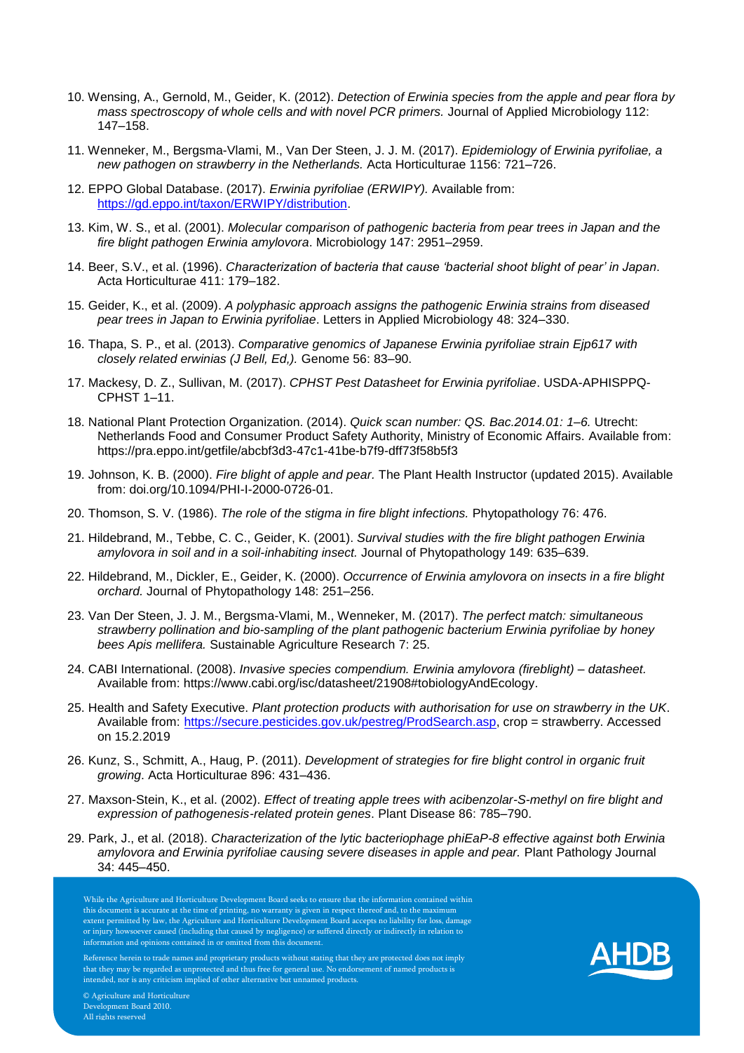10. Wensing, A., Gernold, M., Geider, K. (2012). *Detection of Erwinia species from the apple and pear flora by mass spectroscopy of whole cells and with novel PCR primers.* Journal of Applied Microbiology 112: 147–158.

11. Wenneker, M., Bergsma-Vlami, M., Van Der Steen, J. J. M. (2017). *Epidemiology of Erwinia pyrifoliae, a new pathogen on strawberry in the Netherlands.* Acta Horticulturae 1156: 721–726.

12. EPPO Global Database. (2017). *Erwinia pyrifoliae (ERWIPY).* Available from: https://gd.eppo.int/taxon/ERWIPY/distribution.

13. Kim, W. S., et al. (2001). *Molecular comparison of pathogenic bacteria from pear trees in Japan and the fire blight pathogen Erwinia amylovora*. Microbiology 147: 2951–2959.

14. Beer, S.V., et al. (1996). *Characterization of bacteria that cause 'bacterial shoot blight of pear' in Japan*. Acta Horticulturae 411: 179–182.

15. Geider, K., et al. (2009). *A polyphasic approach assigns the pathogenic Erwinia strains from diseased pear trees in Japan to Erwinia pyrifoliae*. Letters in Applied Microbiology 48: 324–330.

16. Thapa, S. P., et al. (2013). *Comparative genomics of Japanese Erwinia pyrifoliae strain Ejp617 with closely related erwinias (J Bell, Ed,).* Genome 56: 83–90.

17. Mackesy, D. Z., Sullivan, M. (2017). *CPHST Pest Datasheet for Erwinia pyrifoliae*. USDA-APHISPPQ-CPHST 1–11.

18. National Plant Protection Organization. (2014). *Quick scan number: QS. Bac.2014.01: 1–6.* Utrecht: Netherlands Food and Consumer Product Safety Authority, Ministry of Economic Affairs. Available from: https://pra.eppo.int/getfile/abcbf3d3-47c1-41be-b7f9-dff73f58b5f3

19. Johnson, K. B. (2000). *Fire blight of apple and pear.* The Plant Health Instructor (updated 2015). Available from: doi.org/10.1094/PHI-I-2000-0726-01.

20. Thomson, S. V. (1986). *The role of the stigma in fire blight infections.* Phytopathology 76: 476.

21. Hildebrand, M., Tebbe, C. C., Geider, K. (2001). *Survival studies with the fire blight pathogen Erwinia amylovora in soil and in a soil-inhabiting insect.* Journal of Phytopathology 149: 635–639.

22. Hildebrand, M., Dickler, E., Geider, K. (2000). *Occurrence of Erwinia amylovora on insects in a fire blight orchard.* Journal of Phytopathology 148: 251–256.

23. Van Der Steen, J. J. M., Bergsma-Vlami, M., Wenneker, M. (2017). *The perfect match: simultaneous strawberry pollination and bio-sampling of the plant pathogenic bacterium Erwinia pyrifoliae by honey bees Apis mellifera.* Sustainable Agriculture Research 7: 25.

24. CABI International. (2008). *Invasive species compendium. Erwinia amylovora (fireblight) – datasheet.* Available from: https://www.cabi.org/isc/datasheet/21908#tobiologyAndEcology.

25. Health and Safety Executive. *Plant protection products with authorisation for use on strawberry in the UK*. Available from: https://secure.pesticides.gov.uk/pestreg/ProdSearch.asp, crop = strawberry. Accessed on 15.2.2019

26. Kunz, S., Schmitt, A., Haug, P. (2011). *Development of strategies for fire blight control in organic fruit growing*. Acta Horticulturae 896: 431–436.

27. Maxson-Stein, K., et al. (2002). *Effect of treating apple trees with acibenzolar-S-methyl on fire blight and expression of pathogenesis-related protein genes*. Plant Disease 86: 785–790.

29. Park, J., et al. (2018). *Characterization of the lytic bacteriophage phiEaP-8 effective against both Erwinia amylovora and Erwinia pyrifoliae causing severe diseases in apple and pear.* Plant Pathology Journal 34: 445–450.

While the Agriculture and Horticulture Development Board seeks to ensure that the information contained within this document is accurate at the time of printing, no warranty is given in respect thereof and, to the maximum extent permitted by law, the Agriculture and Horticulture Development Board accepts no liability for loss, damage or injury howsoever caused (including that caused by negligence) or suffered directly or indirectly in relation to information and opinions contained in or omitted from this document.

Reference herein to trade names and proprietary products without stating that they are protected does not imply that they may be regarded as unprotected and thus free for general use. No endorsement of named products is intended, nor is any criticism implied of other alternative but unnamed products.

© Agriculture and Horticulture Development Board 2010. All rights reserved

AHDB